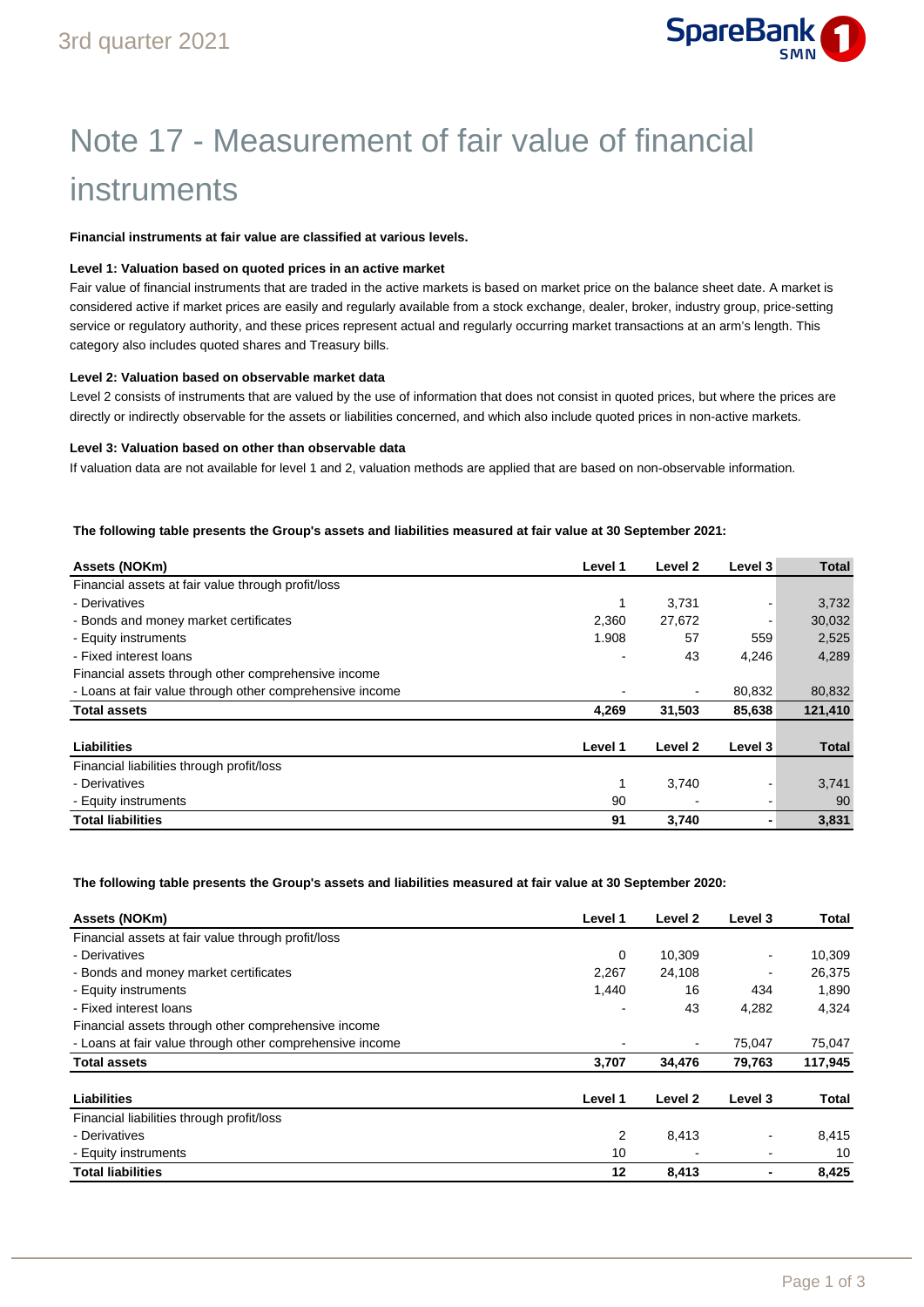# Note 17 - Measurement of fair value of financial instruments

**Financial instruments at fair value are classified at various levels.**

**Level 1: Valuation based on quoted prices in an active market**

Fair value of financial instruments that are traded in the active markets is based on market price on the balance sheet date. A market is considered active if market prices are easily and regularly available from a stock exchange, dealer, broker, industry group, price-setting service or regulatory authority, and these prices represent actual and regularly occurring market transactions at an arm's length. This category also includes quoted shares and Treasury bills.

**Level 2: Valuation based on observable market data**

Level 2 consists of instruments that are valued by the use of information that does not consist in quoted prices, but where the prices are directly or indirectly observable for the assets or liabilities concerned, and which also include quoted prices in non-active markets.

**Level 3: Valuation based on other than observable data**

If valuation data are not available for level 1 and 2, valuation methods are applied that are based on non-observable information.

**The following table presents the Group's assets and liabilities measured at fair value at 30 September 2021:**

| Assets (NOKm) | Level 1 | Level 2 | Level 3 | Total |
|---|---|---|---|---|
| Financial assets at fair value through profit/loss | | | | |
| - Derivatives | 1 | 3,731 | - | 3,732 |
| - Bonds and money market certificates | 2,360 | 27,672 | - | 30,032 |
| - Equity instruments | 1.908 | 57 | 559 | 2,525 |
| - Fixed interest loans | - | 43 | 4,246 | 4,289 |
| Financial assets through other comprehensive income | | | | |
| - Loans at fair value through other comprehensive income | - | - | 80,832 | 80,832 |
| **Total assets** | **4,269** | **31,503** | **85,638** | **121,410** |

| Liabilities | Level 1 | Level 2 | Level 3 | Total |
|---|---|---|---|---|
| Financial liabilities through profit/loss | | | | |
| - Derivatives | 1 | 3,740 | - | 3,741 |
| - Equity instruments | 90 | - | - | 90 |
| **Total liabilities** | **91** | **3,740** | **-** | **3,831** |

**The following table presents the Group's assets and liabilities measured at fair value at 30 September 2020:**

| Assets (NOKm) | Level 1 | Level 2 | Level 3 | Total |
|---|---|---|---|---|
| Financial assets at fair value through profit/loss | | | | |
| - Derivatives | 0 | 10,309 | - | 10,309 |
| - Bonds and money market certificates | 2,267 | 24,108 | - | 26,375 |
| - Equity instruments | 1,440 | 16 | 434 | 1,890 |
| - Fixed interest loans | - | 43 | 4,282 | 4,324 |
| Financial assets through other comprehensive income | | | | |
| - Loans at fair value through other comprehensive income | - | - | 75,047 | 75,047 |
| **Total assets** | **3,707** | **34,476** | **79,763** | **117,945** |

| Liabilities | Level 1 | Level 2 | Level 3 | Total |
|---|---|---|---|---|
| Financial liabilities through profit/loss | | | | |
| - Derivatives | 2 | 8,413 | - | 8,415 |
| - Equity instruments | 10 | - | - | 10 |
| **Total liabilities** | **12** | **8,413** | **-** | **8,425** |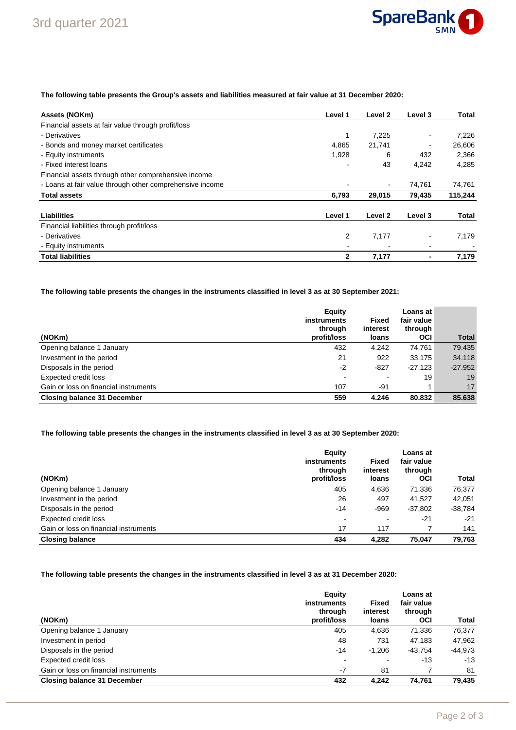**The following table presents the Group's assets and liabilities measured at fair value at 31 December 2020:**

| Assets (NOKm) | Level 1 | Level 2 | Level 3 | Total |
|---|---|---|---|---|
| Financial assets at fair value through profit/loss | | | | |
| - Derivatives | 1 | 7,225 | - | 7,226 |
| - Bonds and money market certificates | 4,865 | 21,741 | - | 26,606 |
| - Equity instruments | 1,928 | 6 | 432 | 2,366 |
| - Fixed interest loans | - | 43 | 4,242 | 4,285 |
| Financial assets through other comprehensive income | | | | |
| - Loans at fair value through other comprehensive income | - | - | 74,761 | 74,761 |
| **Total assets** | **6,793** | **29,015** | **79,435** | **115,244** |

| Liabilities | Level 1 | Level 2 | Level 3 | Total |
|---|---|---|---|---|
| Financial liabilities through profit/loss | | | | |
| - Derivatives | 2 | 7,177 | - | 7,179 |
| - Equity instruments | - | - | - | - |
| **Total liabilities** | **2** | **7,177** | **-** | **7,179** |

**The following table presents the changes in the instruments classified in level 3 as at 30 September 2021:**

| (NOKm) | Equity instruments through profit/loss | Fixed interest loans | Loans at fair value through OCI | Total |
|---|---|---|---|---|
| Opening balance 1 January | 432 | 4.242 | 74.761 | 79.435 |
| Investment in the period | 21 | 922 | 33.175 | 34.118 |
| Disposals in the period | -2 | -827 | -27.123 | -27.952 |
| Expected credit loss | - | - | 19 | 19 |
| Gain or loss on financial instruments | 107 | -91 | 1 | 17 |
| **Closing balance 31 December** | **559** | **4.246** | **80.832** | **85.638** |

**The following table presents the changes in the instruments classified in level 3 as at 30 September 2020:**

| (NOKm) | Equity instruments through profit/loss | Fixed interest loans | Loans at fair value through OCI | Total |
|---|---|---|---|---|
| Opening balance 1 January | 405 | 4,636 | 71,336 | 76,377 |
| Investment in the period | 26 | 497 | 41,527 | 42,051 |
| Disposals in the period | -14 | -969 | -37,802 | -38,784 |
| Expected credit loss | - | - | -21 | -21 |
| Gain or loss on financial instruments | 17 | 117 | 7 | 141 |
| **Closing balance** | **434** | **4,282** | **75,047** | **79,763** |

**The following table presents the changes in the instruments classified in level 3 as at 31 December 2020:**

| (NOKm) | Equity instruments through profit/loss | Fixed interest loans | Loans at fair value through OCI | Total |
|---|---|---|---|---|
| Opening balance 1 January | 405 | 4,636 | 71,336 | 76,377 |
| Investment in period | 48 | 731 | 47,183 | 47,962 |
| Disposals in the period | -14 | -1,206 | -43,754 | -44,973 |
| Expected credit loss | - | - | -13 | -13 |
| Gain or loss on financial instruments | -7 | 81 | 7 | 81 |
| **Closing balance 31 December** | **432** | **4,242** | **74,761** | **79,435** |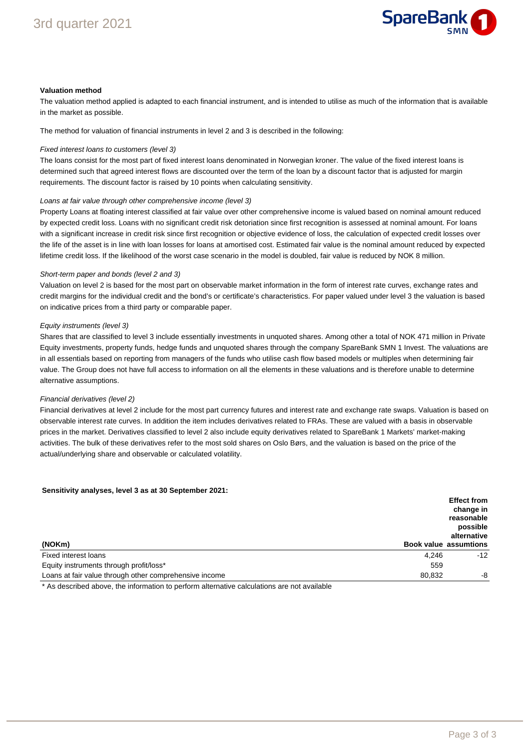**Valuation method**

The valuation method applied is adapted to each financial instrument, and is intended to utilise as much of the information that is available in the market as possible.

The method for valuation of financial instruments in level 2 and 3 is described in the following:

*Fixed interest loans to customers (level 3)*

The loans consist for the most part of fixed interest loans denominated in Norwegian kroner. The value of the fixed interest loans is determined such that agreed interest flows are discounted over the term of the loan by a discount factor that is adjusted for margin requirements. The discount factor is raised by 10 points when calculating sensitivity.

*Loans at fair value through other comprehensive income (level 3)*

Property Loans at floating interest classified at fair value over other comprehensive income is valued based on nominal amount reduced by expected credit loss. Loans with no significant credit risk detoriation since first recognition is assessed at nominal amount. For loans with a significant increase in credit risk since first recognition or objective evidence of loss, the calculation of expected credit losses over the life of the asset is in line with loan losses for loans at amortised cost. Estimated fair value is the nominal amount reduced by expected lifetime credit loss. If the likelihood of the worst case scenario in the model is doubled, fair value is reduced by NOK 8 million.

*Short-term paper and bonds (level 2 and 3)*

Valuation on level 2 is based for the most part on observable market information in the form of interest rate curves, exchange rates and credit margins for the individual credit and the bond's or certificate's characteristics. For paper valued under level 3 the valuation is based on indicative prices from a third party or comparable paper.

*Equity instruments (level 3)*

Shares that are classified to level 3 include essentially investments in unquoted shares. Among other a total of NOK 471 million in Private Equity investments, property funds, hedge funds and unquoted shares through the company SpareBank SMN 1 Invest. The valuations are in all essentials based on reporting from managers of the funds who utilise cash flow based models or multiples when determining fair value. The Group does not have full access to information on all the elements in these valuations and is therefore unable to determine alternative assumptions.

*Financial derivatives (level 2)*

Financial derivatives at level 2 include for the most part currency futures and interest rate and exchange rate swaps. Valuation is based on observable interest rate curves. In addition the item includes derivatives related to FRAs. These are valued with a basis in observable prices in the market. Derivatives classified to level 2 also include equity derivatives related to SpareBank 1 Markets' market-making activities. The bulk of these derivatives refer to the most sold shares on Oslo Børs, and the valuation is based on the price of the actual/underlying share and observable or calculated volatility.

**Sensitivity analyses, level 3 as at 30 September 2021:**

| (NOKm) | Book value | Effect from change in reasonable possible alternative assumtions |
|---|---|---|
| Fixed interest loans | 4,246 | -12 |
| Equity instruments through profit/loss* | 559 | |
| Loans at fair value through other comprehensive income | 80,832 | -8 |

\* As described above, the information to perform alternative calculations are not available